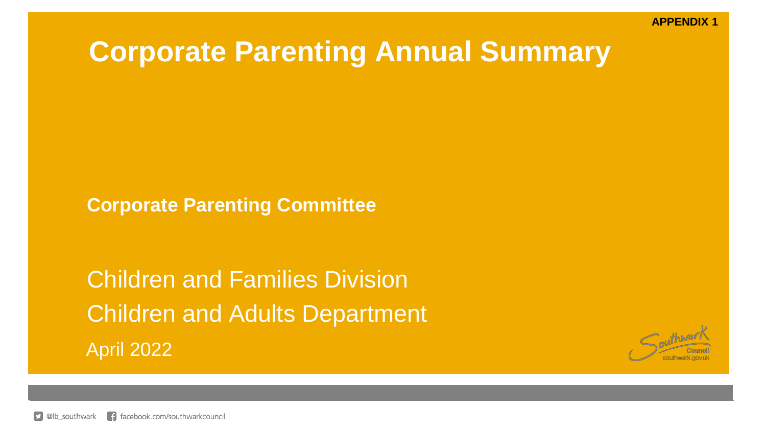APPENDIX 1

# Corporate Parenting Annual Summary

**Corporate Parenting Committee**

Children and Families Division

Children and Adults Department

April 2022

Southwark Council
southwark.gov.uk

@lb_southwark facebook.com/southwarkcouncil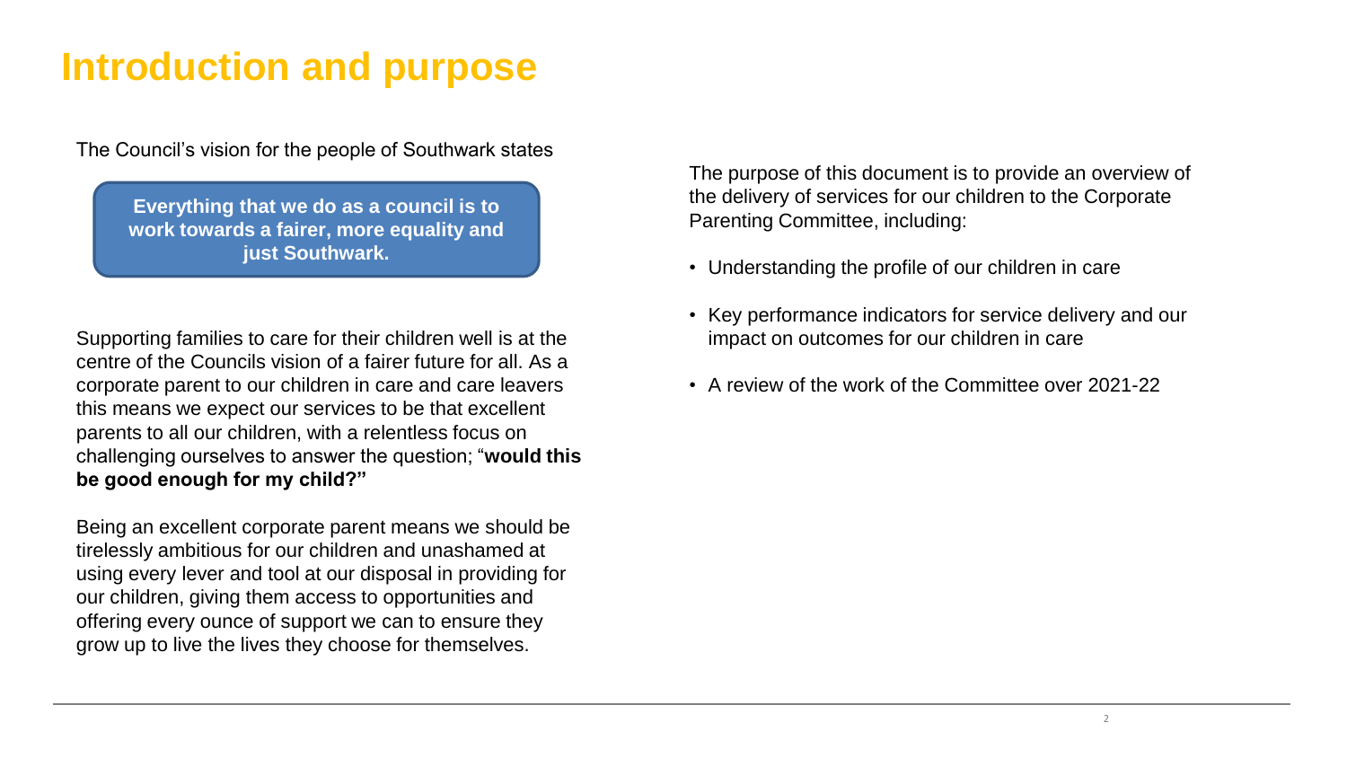# Introduction and purpose

The Council's vision for the people of Southwark states

**Everything that we do as a council is to work towards a fairer, more equality and just Southwark.**

Supporting families to care for their children well is at the centre of the Councils vision of a fairer future for all. As a corporate parent to our children in care and care leavers this means we expect our services to be that excellent parents to all our children, with a relentless focus on challenging ourselves to answer the question; "**would this be good enough for my child?"**

Being an excellent corporate parent means we should be tirelessly ambitious for our children and unashamed at using every lever and tool at our disposal in providing for our children, giving them access to opportunities and offering every ounce of support we can to ensure they grow up to live the lives they choose for themselves.

The purpose of this document is to provide an overview of the delivery of services for our children to the Corporate Parenting Committee, including:

- Understanding the profile of our children in care
- Key performance indicators for service delivery and our impact on outcomes for our children in care
- A review of the work of the Committee over 2021-22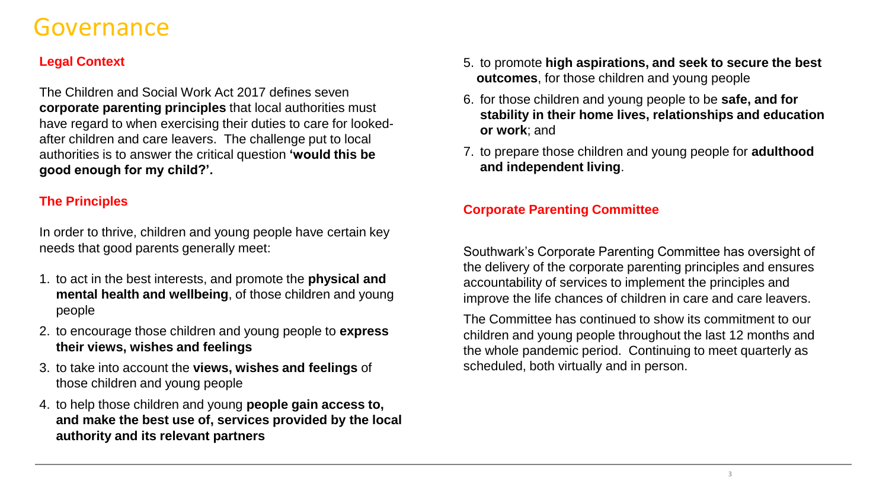# Governance

## Legal Context

The Children and Social Work Act 2017 defines seven **corporate parenting principles** that local authorities must have regard to when exercising their duties to care for looked-after children and care leavers. The challenge put to local authorities is to answer the critical question **'would this be good enough for my child?'.**

## The Principles

In order to thrive, children and young people have certain key needs that good parents generally meet:

1. to act in the best interests, and promote the **physical and mental health and wellbeing**, of those children and young people
2. to encourage those children and young people to **express their views, wishes and feelings**
3. to take into account the **views, wishes and feelings** of those children and young people
4. to help those children and young **people gain access to, and make the best use of, services provided by the local authority and its relevant partners**
5. to promote **high aspirations, and seek to secure the best outcomes**, for those children and young people
6. for those children and young people to be **safe, and for stability in their home lives, relationships and education or work**; and
7. to prepare those children and young people for **adulthood and independent living**.

## Corporate Parenting Committee

Southwark's Corporate Parenting Committee has oversight of the delivery of the corporate parenting principles and ensures accountability of services to implement the principles and improve the life chances of children in care and care leavers.

The Committee has continued to show its commitment to our children and young people throughout the last 12 months and the whole pandemic period. Continuing to meet quarterly as scheduled, both virtually and in person.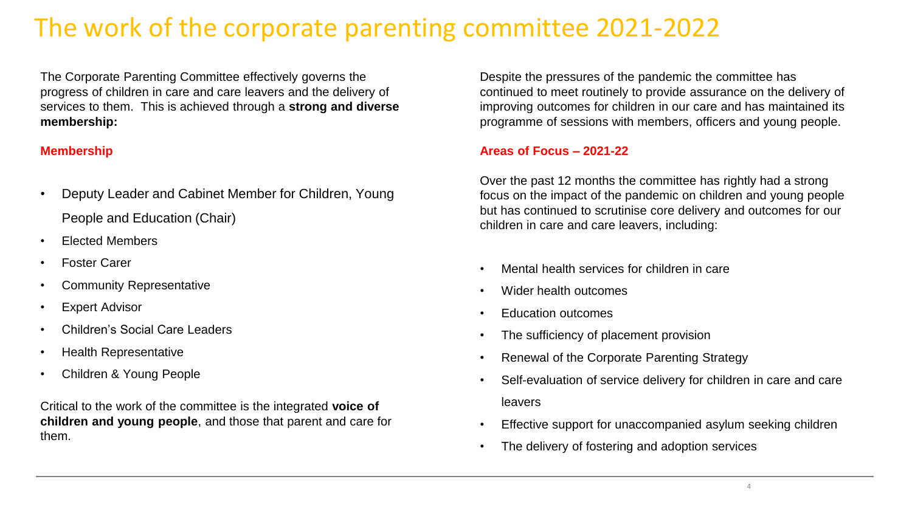# The work of the corporate parenting committee 2021-2022

The Corporate Parenting Committee effectively governs the progress of children in care and care leavers and the delivery of services to them. This is achieved through a **strong and diverse membership:**

**Membership**

- Deputy Leader and Cabinet Member for Children, Young People and Education (Chair)
- Elected Members
- Foster Carer
- Community Representative
- Expert Advisor
- Children's Social Care Leaders
- Health Representative
- Children & Young People

Critical to the work of the committee is the integrated **voice of children and young people**, and those that parent and care for them.

Despite the pressures of the pandemic the committee has continued to meet routinely to provide assurance on the delivery of improving outcomes for children in our care and has maintained its programme of sessions with members, officers and young people.

**Areas of Focus – 2021-22**

Over the past 12 months the committee has rightly had a strong focus on the impact of the pandemic on children and young people but has continued to scrutinise core delivery and outcomes for our children in care and care leavers, including:

- Mental health services for children in care
- Wider health outcomes
- Education outcomes
- The sufficiency of placement provision
- Renewal of the Corporate Parenting Strategy
- Self-evaluation of service delivery for children in care and care leavers
- Effective support for unaccompanied asylum seeking children
- The delivery of fostering and adoption services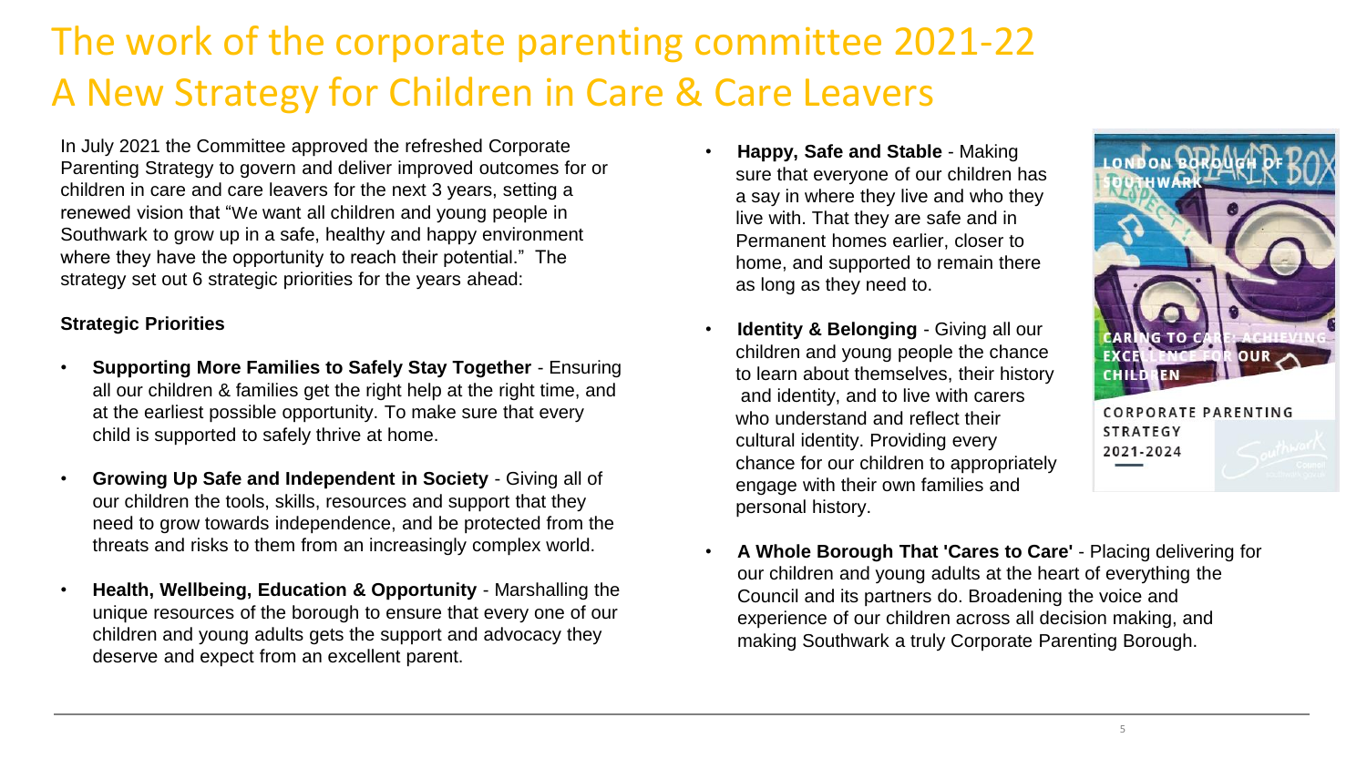# The work of the corporate parenting committee 2021-22
# A New Strategy for Children in Care & Care Leavers

In July 2021 the Committee approved the refreshed Corporate Parenting Strategy to govern and deliver improved outcomes for or children in care and care leavers for the next 3 years, setting a renewed vision that "We want all children and young people in Southwark to grow up in a safe, healthy and happy environment where they have the opportunity to reach their potential." The strategy set out 6 strategic priorities for the years ahead:

**Strategic Priorities**

- **Supporting More Families to Safely Stay Together** - Ensuring all our children & families get the right help at the right time, and at the earliest possible opportunity. To make sure that every child is supported to safely thrive at home.
- **Growing Up Safe and Independent in Society** - Giving all of our children the tools, skills, resources and support that they need to grow towards independence, and be protected from the threats and risks to them from an increasingly complex world.
- **Health, Wellbeing, Education & Opportunity** - Marshalling the unique resources of the borough to ensure that every one of our children and young adults gets the support and advocacy they deserve and expect from an excellent parent.
- **Happy, Safe and Stable** - Making sure that everyone of our children has a say in where they live and who they live with. That they are safe and in Permanent homes earlier, closer to home, and supported to remain there as long as they need to.
- **Identity & Belonging** - Giving all our children and young people the chance to learn about themselves, their history and identity, and to live with carers who understand and reflect their cultural identity. Providing every chance for our children to appropriately engage with their own families and personal history.
- **A Whole Borough That 'Cares to Care'** - Placing delivering for our children and young adults at the heart of everything the Council and its partners do. Broadening the voice and experience of our children across all decision making, and making Southwark a truly Corporate Parenting Borough.

LONDON BOROUGH OF SOUTHWARK

CARING TO CARE: ACHIEVING EXCELLENCE FOR OUR CHILDREN

CORPORATE PARENTING STRATEGY 2021-2024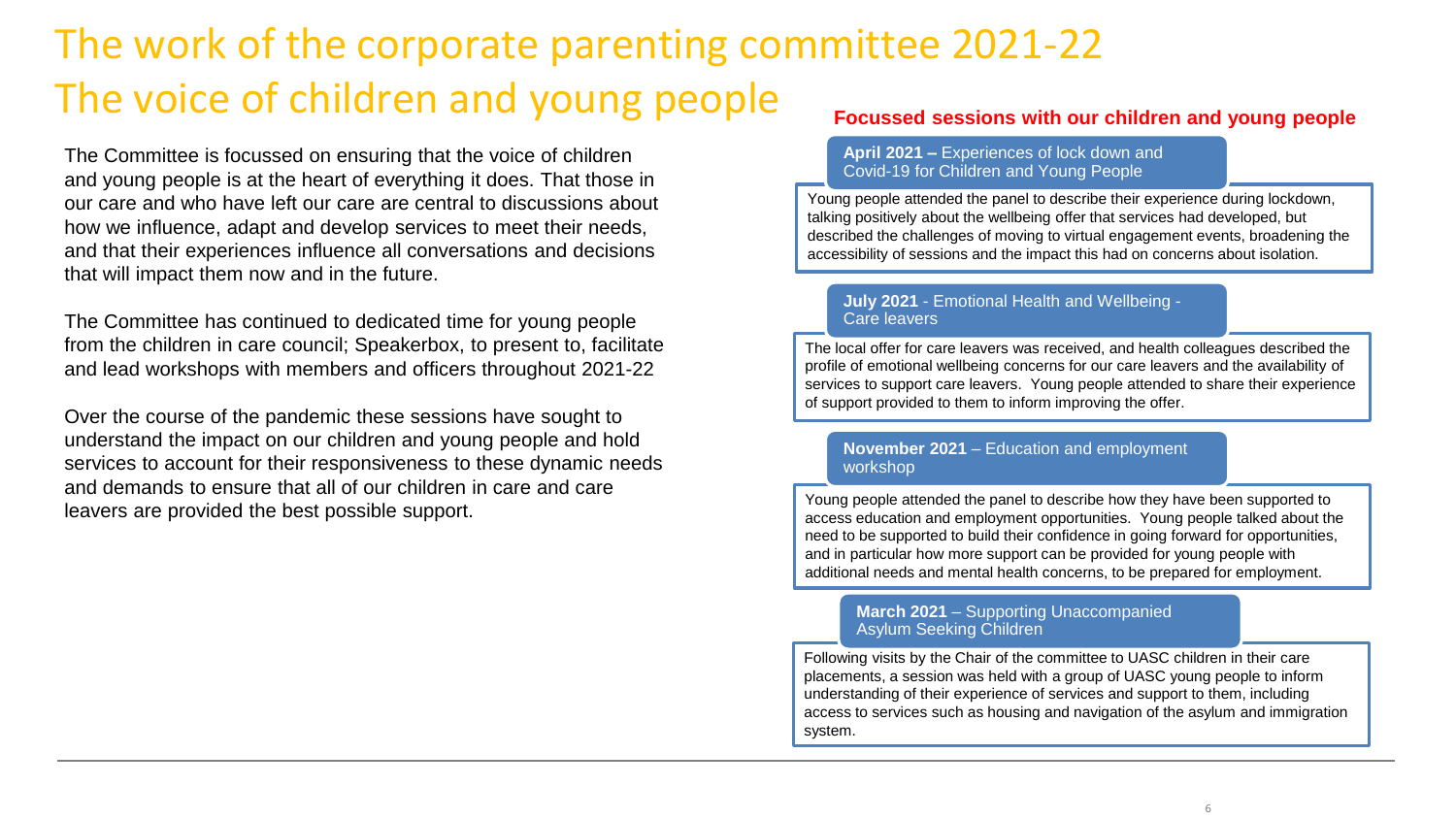# The work of the corporate parenting committee 2021-22

## The voice of children and young people

The Committee is focussed on ensuring that the voice of children and young people is at the heart of everything it does. That those in our care and who have left our care are central to discussions about how we influence, adapt and develop services to meet their needs, and that their experiences influence all conversations and decisions that will impact them now and in the future.

The Committee has continued to dedicated time for young people from the children in care council; Speakerbox, to present to, facilitate and lead workshops with members and officers throughout 2021-22

Over the course of the pandemic these sessions have sought to understand the impact on our children and young people and hold services to account for their responsiveness to these dynamic needs and demands to ensure that all of our children in care and care leavers are provided the best possible support.

### Focussed sessions with our children and young people

**April 2021 –** Experiences of lock down and Covid-19 for Children and Young People

Young people attended the panel to describe their experience during lockdown, talking positively about the wellbeing offer that services had developed, but described the challenges of moving to virtual engagement events, broadening the accessibility of sessions and the impact this had on concerns about isolation.

**July 2021** - Emotional Health and Wellbeing - Care leavers

The local offer for care leavers was received, and health colleagues described the profile of emotional wellbeing concerns for our care leavers and the availability of services to support care leavers. Young people attended to share their experience of support provided to them to inform improving the offer.

**November 2021** – Education and employment workshop

Young people attended the panel to describe how they have been supported to access education and employment opportunities. Young people talked about the need to be supported to build their confidence in going forward for opportunities, and in particular how more support can be provided for young people with additional needs and mental health concerns, to be prepared for employment.

**March 2021** – Supporting Unaccompanied Asylum Seeking Children

Following visits by the Chair of the committee to UASC children in their care placements, a session was held with a group of UASC young people to inform understanding of their experience of services and support to them, including access to services such as housing and navigation of the asylum and immigration system.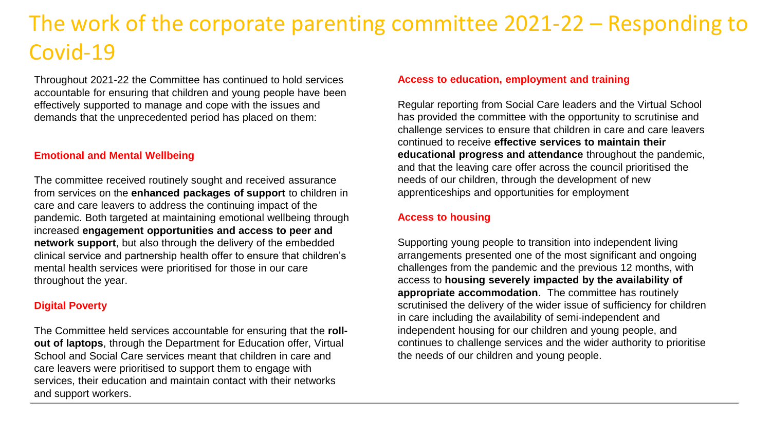# The work of the corporate parenting committee 2021-22 – Responding to Covid-19

Throughout 2021-22 the Committee has continued to hold services accountable for ensuring that children and young people have been effectively supported to manage and cope with the issues and demands that the unprecedented period has placed on them:

### Emotional and Mental Wellbeing

The committee received routinely sought and received assurance from services on the **enhanced packages of support** to children in care and care leavers to address the continuing impact of the pandemic. Both targeted at maintaining emotional wellbeing through increased **engagement opportunities and access to peer and network support**, but also through the delivery of the embedded clinical service and partnership health offer to ensure that children's mental health services were prioritised for those in our care throughout the year.

### Digital Poverty

The Committee held services accountable for ensuring that the **roll-out of laptops**, through the Department for Education offer, Virtual School and Social Care services meant that children in care and care leavers were prioritised to support them to engage with services, their education and maintain contact with their networks and support workers.

### Access to education, employment and training

Regular reporting from Social Care leaders and the Virtual School has provided the committee with the opportunity to scrutinise and challenge services to ensure that children in care and care leavers continued to receive **effective services to maintain their educational progress and attendance** throughout the pandemic, and that the leaving care offer across the council prioritised the needs of our children, through the development of new apprenticeships and opportunities for employment

### Access to housing

Supporting young people to transition into independent living arrangements presented one of the most significant and ongoing challenges from the pandemic and the previous 12 months, with access to **housing severely impacted by the availability of appropriate accommodation**. The committee has routinely scrutinised the delivery of the wider issue of sufficiency for children in care including the availability of semi-independent and independent housing for our children and young people, and continues to challenge services and the wider authority to prioritise the needs of our children and young people.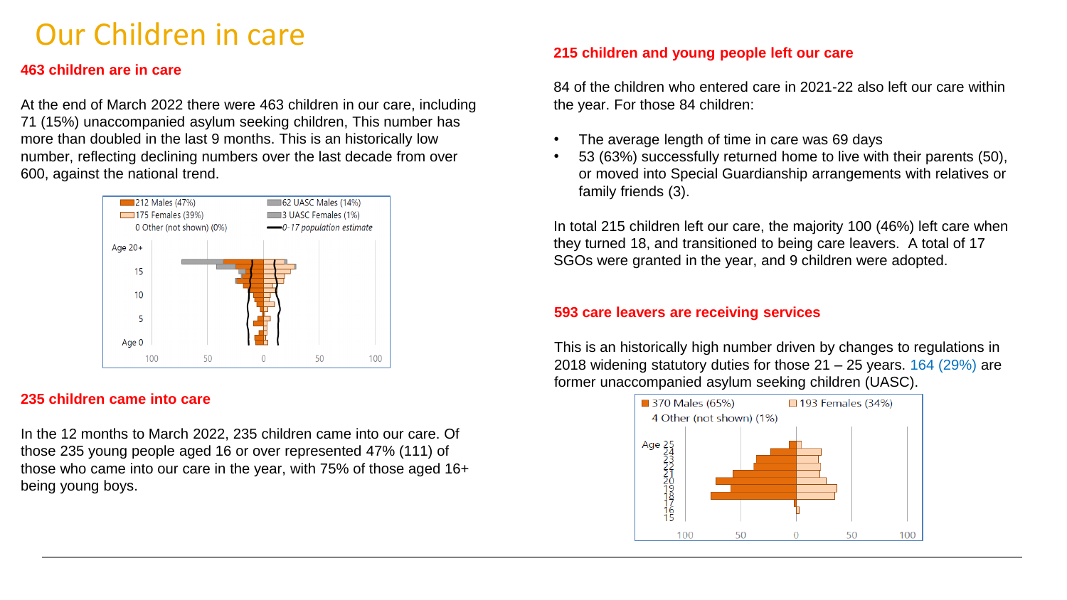# Our Children in care

### 463 children are in care

At the end of March 2022 there were 463 children in our care, including 71 (15%) unaccompanied asylum seeking children, This number has more than doubled in the last 9 months. This is an historically low number, reflecting declining numbers over the last decade from over 600, against the national trend.

212 Males (47%)
175 Females (39%)
0 Other (not shown) (0%)
62 UASC Males (14%)
3 UASC Females (1%)
*0-17 population estimate*

### 235 children came into care

In the 12 months to March 2022, 235 children came into our care. Of those 235 young people aged 16 or over represented 47% (111) of those who came into our care in the year, with 75% of those aged 16+ being young boys.

### 215 children and young people left our care

84 of the children who entered care in 2021-22 also left our care within the year. For those 84 children:

- The average length of time in care was 69 days
- 53 (63%) successfully returned home to live with their parents (50), or moved into Special Guardianship arrangements with relatives or family friends (3).

In total 215 children left our care, the majority 100 (46%) left care when they turned 18, and transitioned to being care leavers. A total of 17 SGOs were granted in the year, and 9 children were adopted.

### 593 care leavers are receiving services

This is an historically high number driven by changes to regulations in 2018 widening statutory duties for those 21 – 25 years. 164 (29%) are former unaccompanied asylum seeking children (UASC).

370 Males (65%)
193 Females (34%)
4 Other (not shown) (1%)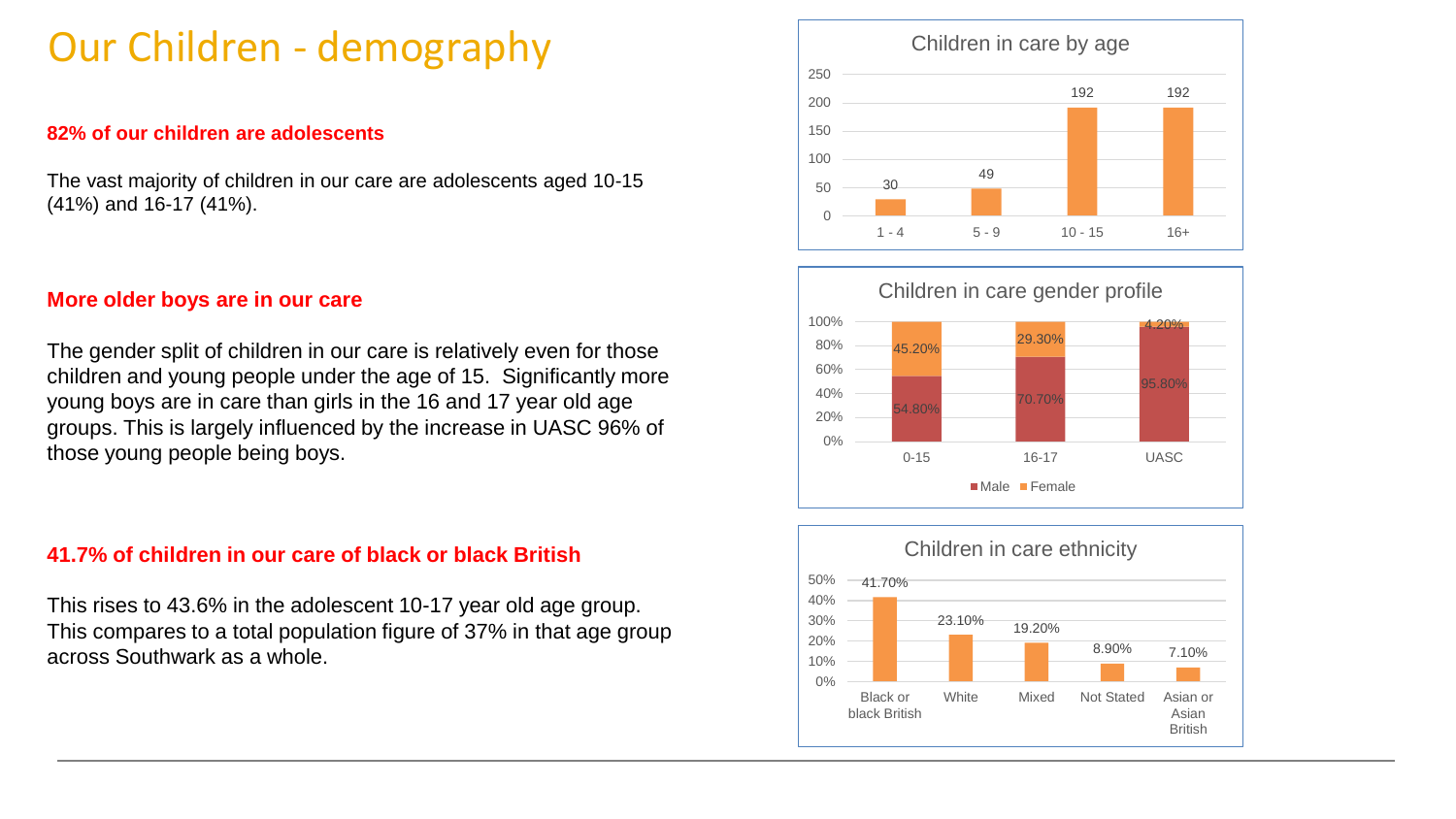# Our Children - demography

**82% of our children are adolescents**

The vast majority of children in our care are adolescents aged 10-15 (41%) and 16-17 (41%).

**More older boys are in our care**

The gender split of children in our care is relatively even for those children and young people under the age of 15. Significantly more young boys are in care than girls in the 16 and 17 year old age groups. This is largely influenced by the increase in UASC 96% of those young people being boys.

**41.7% of children in our care of black or black British**

This rises to 43.6% in the adolescent 10-17 year old age group. This compares to a total population figure of 37% in that age group across Southwark as a whole.

**Children in care by age**

| Age | Number |
|---|---|
| 1 - 4 | 30 |
| 5 - 9 | 49 |
| 10 - 15 | 192 |
| 16+ | 192 |

**Children in care gender profile**

| | Male | Female |
|---|---|---|
| 0-15 | 54.80% | 45.20% |
| 16-17 | 70.70% | 29.30% |
| UASC | 95.80% | 4.20% |

**Children in care ethnicity**

| Ethnicity | Percentage |
|---|---|
| Black or black British | 41.70% |
| White | 23.10% |
| Mixed | 19.20% |
| Not Stated | 8.90% |
| Asian or Asian British | 7.10% |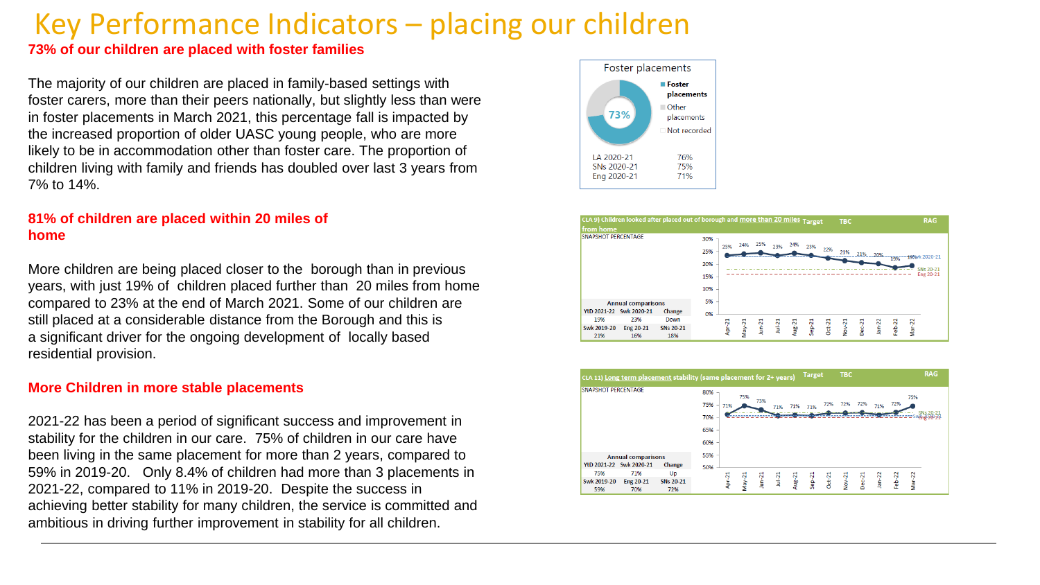# Key Performance Indicators – placing our children

**73% of our children are placed with foster families**

The majority of our children are placed in family-based settings with foster carers, more than their peers nationally, but slightly less than were in foster placements in March 2021, this percentage fall is impacted by the increased proportion of older UASC young people, who are more likely to be in accommodation other than foster care. The proportion of children living with family and friends has doubled over last 3 years from 7% to 14%.

**81% of children are placed within 20 miles of home**

More children are being placed closer to the borough than in previous years, with just 19% of children placed further than 20 miles from home compared to 23% at the end of March 2021. Some of our children are still placed at a considerable distance from the Borough and this is a significant driver for the ongoing development of locally based residential provision.

**More Children in more stable placements**

2021-22 has been a period of significant success and improvement in stability for the children in our care. 75% of children in our care have been living in the same placement for more than 2 years, compared to 59% in 2019-20. Only 8.4% of children had more than 3 placements in 2021-22, compared to 11% in 2019-20. Despite the success in achieving better stability for many children, the service is committed and ambitious in driving further improvement in stability for all children.

Foster placements

73%

- Foster placements
- Other placements
- Not recorded

| | |
|---|---|
| LA 2020-21 | 76% |
| SNs 2020-21 | 75% |
| Eng 2020-21 | 71% |

CLA 9) Children looked after placed out of borough and more than 20 miles from home — Target: TBC — RAG

SNAPSHOT PERCENTAGE

| Apr-21 | May-21 | Jun-21 | Jul-21 | Aug-21 | Sep-21 | Oct-21 | Nov-21 | Dec-21 | Jan-22 | Feb-22 | Mar-22 |
|---|---|---|---|---|---|---|---|---|---|---|---|
| 23% | 24% | 25% | 23% | 24% | 23% | 22% | 21% | 21% | 20% | 19% | 19% |

Annual comparisons

| YtD 2021-22 | Swk 2020-21 | Change |
|---|---|---|
| 19% | 23% | Down |
| **Swk 2019-20** | **Eng 20-21** | **SNs 20-21** |
| 21% | 16% | 18% |

CLA 11) Long term placement stability (same placement for 2+ years) — Target: TBC — RAG

SNAPSHOT PERCENTAGE

| Apr-21 | May-21 | Jun-21 | Jul-21 | Aug-21 | Sep-21 | Oct-21 | Nov-21 | Dec-21 | Jan-22 | Feb-22 | Mar-22 |
|---|---|---|---|---|---|---|---|---|---|---|---|
| 71% | 75% | 73% | 71% | 71% | 71% | 72% | 72% | 72% | 71% | 72% | 75% |

Annual comparisons

| YtD 2021-22 | Swk 2020-21 | Change |
|---|---|---|
| 75% | 71% | Up |
| **Swk 2019-20** | **Eng 20-21** | **SNs 20-21** |
| 59% | 70% | 72% |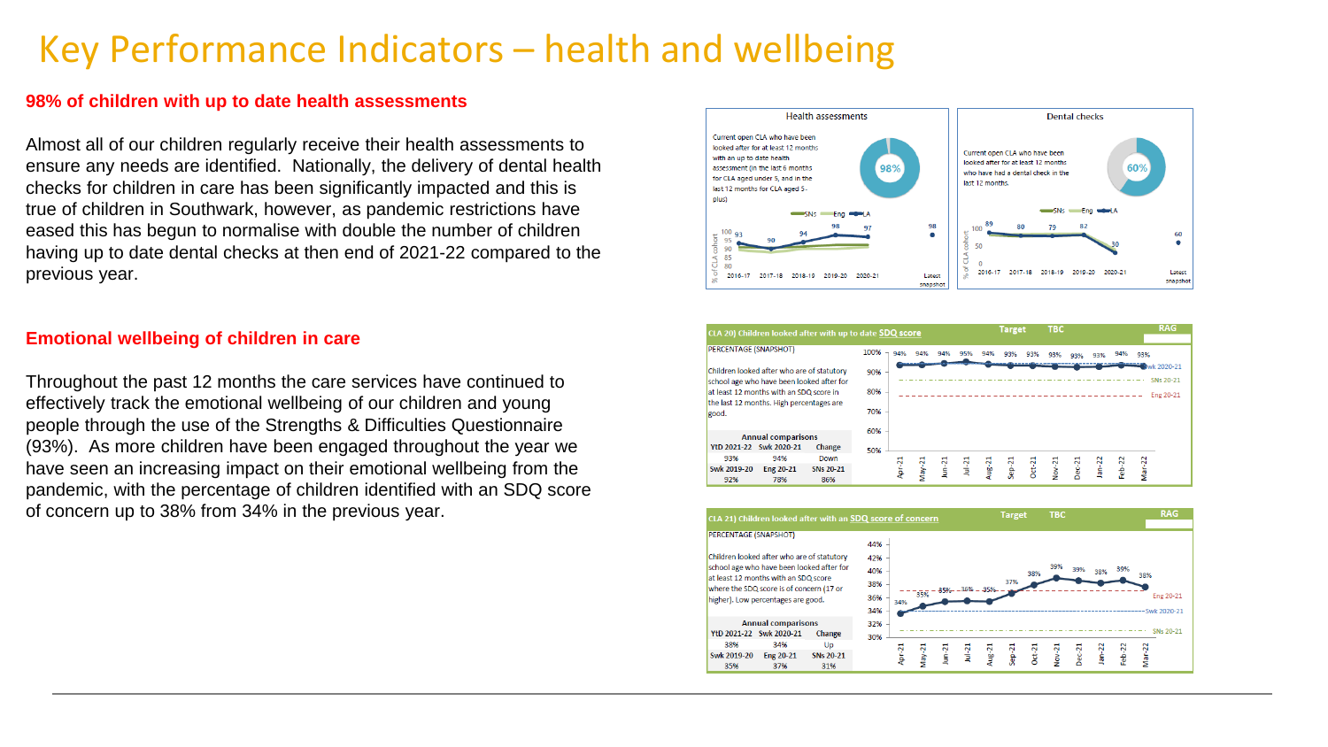# Key Performance Indicators – health and wellbeing

**98% of children with up to date health assessments**

Almost all of our children regularly receive their health assessments to ensure any needs are identified. Nationally, the delivery of dental health checks for children in care has been significantly impacted and this is true of children in Southwark, however, as pandemic restrictions have eased this has begun to normalise with double the number of children having up to date dental checks at then end of 2021-22 compared to the previous year.

**Emotional wellbeing of children in care**

Throughout the past 12 months the care services have continued to effectively track the emotional wellbeing of our children and young people through the use of the Strengths & Difficulties Questionnaire (93%). As more children have been engaged throughout the year we have seen an increasing impact on their emotional wellbeing from the pandemic, with the percentage of children identified with an SDQ score of concern up to 38% from 34% in the previous year.

**Health assessments**

Current open CLA who have been looked after for at least 12 months with an up to date health assessment (in the last 6 months for CLA aged under 5, and in the last 12 months for CLA aged 5-plus)

98%

| | 2016-17 | 2017-18 | 2018-19 | 2019-20 | 2020-21 | Latest snapshot |
|---|---|---|---|---|---|---|
| LA | 93 | 90 | 94 | 98 | 97 | 98 |

**Dental checks**

Current open CLA who have been looked after for at least 12 months who have had a dental check in the last 12 months.

60%

| | 2016-17 | 2017-18 | 2018-19 | 2019-20 | 2020-21 | Latest snapshot |
|---|---|---|---|---|---|---|
| LA | 89 | 80 | 79 | 82 | 30 | 60 |

**CLA 20) Children looked after with up to date SDQ score** — Target: TBC — RAG

PERCENTAGE (SNAPSHOT)

Children looked after who are of statutory school age who have been looked after for at least 12 months with an SDQ score in the last 12 months. High percentages are good.

| Annual comparisons | | |
|---|---|---|
| YtD 2021-22 | Swk 2020-21 | Change |
| 93% | 94% | Down |
| Swk 2019-20 | Eng 20-21 | SNs 20-21 |
| 92% | 78% | 86% |

| Apr-21 | May-21 | Jun-21 | Jul-21 | Aug-21 | Sep-21 | Oct-21 | Nov-21 | Dec-21 | Jan-22 | Feb-22 | Mar-22 |
|---|---|---|---|---|---|---|---|---|---|---|---|
| 94% | 94% | 94% | 95% | 94% | 93% | 93% | 93% | 93% | 93% | 94% | 93% |

**CLA 21) Children looked after with an SDQ score of concern** — Target: TBC — RAG

PERCENTAGE (SNAPSHOT)

Children looked after who are of statutory school age who have been looked after for at least 12 months with an SDQ score where the SDQ score is of concern (17 or higher). Low percentages are good.

| Annual comparisons | | |
|---|---|---|
| YtD 2021-22 | Swk 2020-21 | Change |
| 38% | 34% | Up |
| Swk 2019-20 | Eng 20-21 | SNs 20-21 |
| 35% | 37% | 31% |

| Apr-21 | May-21 | Jun-21 | Jul-21 | Aug-21 | Sep-21 | Oct-21 | Nov-21 | Dec-21 | Jan-22 | Feb-22 | Mar-22 |
|---|---|---|---|---|---|---|---|---|---|---|---|
| 34% | 35% | 35% | 36% | 35% | 37% | 38% | 39% | 39% | 38% | 39% | 38% |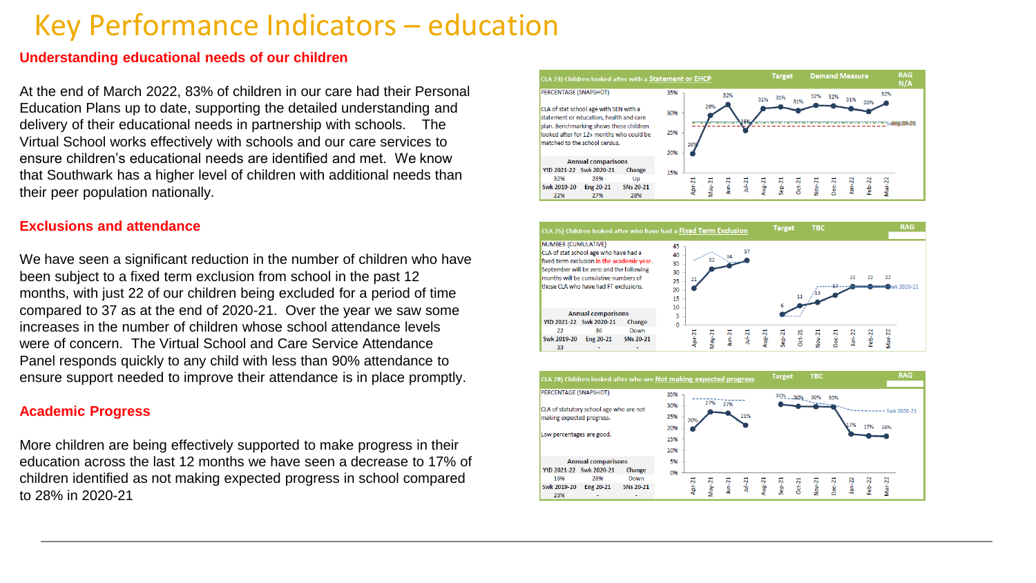# Key Performance Indicators – education

## Understanding educational needs of our children

At the end of March 2022, 83% of children in our care had their Personal Education Plans up to date, supporting the detailed understanding and delivery of their educational needs in partnership with schools. The Virtual School works effectively with schools and our care services to ensure children's educational needs are identified and met. We know that Southwark has a higher level of children with additional needs than their peer population nationally.

## Exclusions and attendance

We have seen a significant reduction in the number of children who have been subject to a fixed term exclusion from school in the past 12 months, with just 22 of our children being excluded for a period of time compared to 37 as at the end of 2020-21. Over the year we saw some increases in the number of children whose school attendance levels were of concern. The Virtual School and Care Service Attendance Panel responds quickly to any child with less than 90% attendance to ensure support needed to improve their attendance is in place promptly.

## Academic Progress

More children are being effectively supported to make progress in their education across the last 12 months we have seen a decrease to 17% of children identified as not making expected progress in school compared to 28% in 2020-21

### CLA 23) Children looked after with a Statement or EHCP

Target | Demand Measure | RAG N/A

PERCENTAGE (SNAPSHOT)

CLA of stat school age with SEN with a statement or education, health and care plan. Benchmarking shows those children looked after for 12+ months who could be matched to the school census.

| Apr-21 | May-21 | Jun-21 | Jul-21 | Aug-21 | Sep-21 | Oct-21 | Nov-21 | Dec-21 | Jan-22 | Feb-22 | Mar-22 |
|---|---|---|---|---|---|---|---|---|---|---|---|
| 20% | 29% | 32% | 26% | 31% | 31% | 31% | 32% | 32% | 31% | 30% | 32% |

Annual comparisons

| YtD 2021-22 | Swk 2020-21 | Change |
|---|---|---|
| 32% | 28% | Up |
| **Swk 2019-20** | **Eng 20-21** | **SNs 20-21** |
| 22% | 27% | 28% |

### CLA 25) Children looked after who have had a Fixed Term Exclusion

Target | TBC | RAG

NUMBER (CUMULATIVE)

CLA of stat school age who have had a fixed term exclusion in the academic year. September will be zero and the following months will be cumulative numbers of those CLA who have had FT exclusions.

| Apr-21 | May-21 | Jun-21 | Jul-21 | Aug-21 | Sep-21 | Oct-21 | Nov-21 | Dec-21 | Jan-22 | Feb-22 | Mar-22 |
|---|---|---|---|---|---|---|---|---|---|---|---|
| 21 | 32 | 34 | 37 | | 6 | 11 | 13 | 17 | 22 | 22 | 22 |

Annual comparisons

| YtD 2021-22 | Swk 2020-21 | Change |
|---|---|---|
| 22 | 36 | Down |
| **Swk 2019-20** | **Eng 20-21** | **SNs 20-21** |
| 33 | - | - |

### CLA 28) Children looked after who are Not making expected progress

Target | TBC | RAG

PERCENTAGE (SNAPSHOT)

CLA of statutory school age who are not making expected progress.

Low percentages are good.

| Apr-21 | May-21 | Jun-21 | Jul-21 | Aug-21 | Sep-21 | Oct-21 | Nov-21 | Dec-21 | Jan-22 | Feb-22 | Mar-22 |
|---|---|---|---|---|---|---|---|---|---|---|---|
| 20% | 27% | 27% | 21% | | 31% | 30% | 30% | 30% | 17% | 17% | 16% |

Annual comparisons

| YtD 2021-22 | Swk 2020-21 | Change |
|---|---|---|
| 16% | 28% | Down |
| **Swk 2019-20** | **Eng 20-21** | **SNs 20-21** |
| 23% | - | - |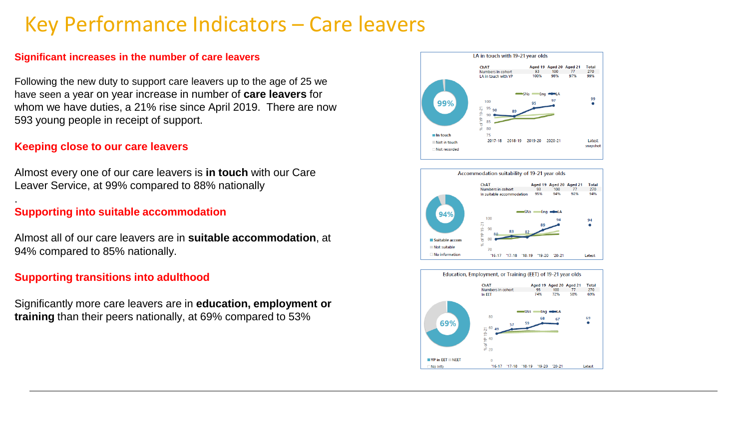# Key Performance Indicators – Care leavers

**Significant increases in the number of care leavers**

Following the new duty to support care leavers up to the age of 25 we have seen a year on year increase in number of **care leavers** for whom we have duties, a 21% rise since April 2019. There are now 593 young people in receipt of support.

**Keeping close to our care leavers**

Almost every one of our care leavers is **in touch** with our Care Leaver Service, at 99% compared to 88% nationally

.

**Supporting into suitable accommodation**

Almost all of our care leavers are in **suitable accommodation**, at 94% compared to 85% nationally.

**Supporting transitions into adulthood**

Significantly more care leavers are in **education, employment or training** than their peers nationally, at 69% compared to 53%

LA in touch with 19-21 year olds

| ChAT | Aged 19 | Aged 20 | Aged 21 | Total |
|---|---|---|---|---|
| Numbers in cohort | 93 | 100 | 77 | 270 |
| LA in touch with YP | 100% | 98% | 97% | 99% |

Accommodation suitability of 19-21 year olds

| ChAT | Aged 19 | Aged 20 | Aged 21 | Total |
|---|---|---|---|---|
| Numbers in cohort | 93 | 100 | 77 | 270 |
| In suitable accommodation | 95% | 94% | 92% | 94% |

Education, Employment, or Training (EET) of 19-21 year olds

| ChAT | Aged 19 | Aged 20 | Aged 21 | Total |
|---|---|---|---|---|
| Numbers in cohort | 93 | 100 | 77 | 270 |
| In EET | 74% | 72% | 58% | 69% |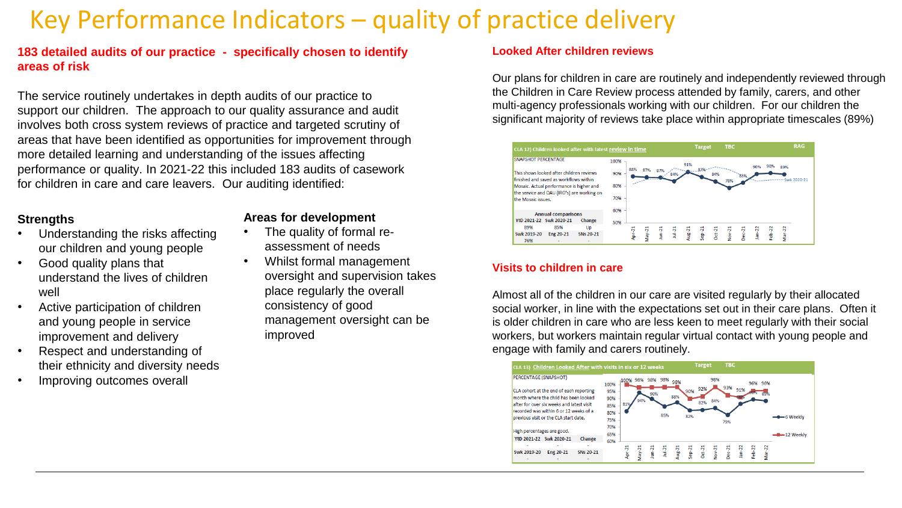# Key Performance Indicators – quality of practice delivery

**183 detailed audits of our practice - specifically chosen to identify areas of risk**

The service routinely undertakes in depth audits of our practice to support our children. The approach to our quality assurance and audit involves both cross system reviews of practice and targeted scrutiny of areas that have been identified as opportunities for improvement through more detailed learning and understanding of the issues affecting performance or quality. In 2021-22 this included 183 audits of casework for children in care and care leavers. Our auditing identified:

### Strengths

- Understanding the risks affecting our children and young people
- Good quality plans that understand the lives of children well
- Active participation of children and young people in service improvement and delivery
- Respect and understanding of their ethnicity and diversity needs
- Improving outcomes overall

### Areas for development

- The quality of formal re-assessment of needs
- Whilst formal management oversight and supervision takes place regularly the overall consistency of good management oversight can be improved

**Looked After children reviews**

Our plans for children in care are routinely and independently reviewed through the Children in Care Review process attended by family, carers, and other multi-agency professionals working with our children. For our children the significant majority of reviews take place within appropriate timescales (89%)

**CLA 12) Children looked after with latest review in time** — Target: TBC — RAG

SNAPSHOT PERCENTAGE

This shows looked after children reviews finished and saved as workflows within Mosaic. Actual performance is higher and the service and QAU (IRO's) are working on the Mosaic issues.

| Annual comparisons | | |
|---|---|---|
| YtD 2021-22 | Swk 2020-21 | Change |
| 89% | 85% | Up |
| Swk 2019-20 | Eng 20-21 | SNs 20-21 |
| 76% | - | - |

| Apr-21 | May-21 | Jun-21 | Jul-21 | Aug-21 | Sep-21 | Oct-21 | Nov-21 | Dec-21 | Jan-22 | Feb-22 | Mar-22 |
|---|---|---|---|---|---|---|---|---|---|---|---|
| 88% | 87% | 87% | 84% | 91% | 87% | 84% | 78% | 83% | 90% | 90% | 89% |

**Visits to children in care**

Almost all of the children in our care are visited regularly by their allocated social worker, in line with the expectations set out in their care plans. Often it is older children in care who are less keen to meet regularly with their social workers, but workers maintain regular virtual contact with young people and engage with family and carers routinely.

**CLA 13) Children Looked After with visits in six or 12 weeks** — Target: TBC

PERCENTAGE (SNAPSHOT)

CLA cohort at the end of each reporting month where the child has been looked after for over six weeks and latest visit recorded was within 6 or 12 weeks of a previous visit or the CLA start date.

High percentages are good.

| YtD 2021-22 | Swk 2020-21 | Change |
|---|---|---|
| - | - | - |
| Swk 2019-20 | Eng 20-21 | SNs 20-21 |
| - | - | - |

| | Apr-21 | May-21 | Jun-21 | Jul-21 | Aug-21 | Sep-21 | Oct-21 | Nov-21 | Dec-21 | Jan-22 | Feb-22 | Mar-22 |
|---|---|---|---|---|---|---|---|---|---|---|---|---|
| 6 Weekly | 81% | 94% | 90% | 85% | 88% | 82% | 82% | 84% | 79% | 88% | 90% | 89% |
| 12 Weekly | 100% | 98% | 98% | 98% | 98% | 90% | 92% | 98% | 93% | 91% | 96% | 96% |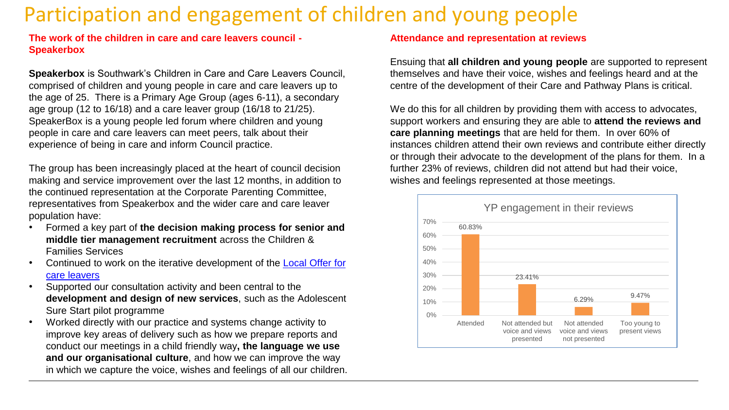# Participation and engagement of children and young people

## The work of the children in care and care leavers council - Speakerbox

**Speakerbox** is Southwark's Children in Care and Care Leavers Council, comprised of children and young people in care and care leavers up to the age of 25. There is a Primary Age Group (ages 6-11), a secondary age group (12 to 16/18) and a care leaver group (16/18 to 21/25). SpeakerBox is a young people led forum where children and young people in care and care leavers can meet peers, talk about their experience of being in care and inform Council practice.

The group has been increasingly placed at the heart of council decision making and service improvement over the last 12 months, in addition to the continued representation at the Corporate Parenting Committee, representatives from Speakerbox and the wider care and care leaver population have:

- Formed a key part of **the decision making process for senior and middle tier management recruitment** across the Children & Families Services
- Continued to work on the iterative development of the Local Offer for care leavers
- Supported our consultation activity and been central to the **development and design of new services**, such as the Adolescent Sure Start pilot programme
- Worked directly with our practice and systems change activity to improve key areas of delivery such as how we prepare reports and conduct our meetings in a child friendly way**, the language we use and our organisational culture**, and how we can improve the way in which we capture the voice, wishes and feelings of all our children.

## Attendance and representation at reviews

Ensuring that **all children and young people** are supported to represent themselves and have their voice, wishes and feelings heard and at the centre of the development of their Care and Pathway Plans is critical.

We do this for all children by providing them with access to advocates, support workers and ensuring they are able to **attend the reviews and care planning meetings** that are held for them. In over 60% of instances children attend their own reviews and contribute either directly or through their advocate to the development of the plans for them. In a further 23% of reviews, children did not attend but had their voice, wishes and feelings represented at those meetings.

**YP engagement in their reviews**

| Category | Percentage |
|---|---|
| Attended | 60.83% |
| Not attended but voice and views presented | 23.41% |
| Not attended voice and views not presented | 6.29% |
| Too young to present views | 9.47% |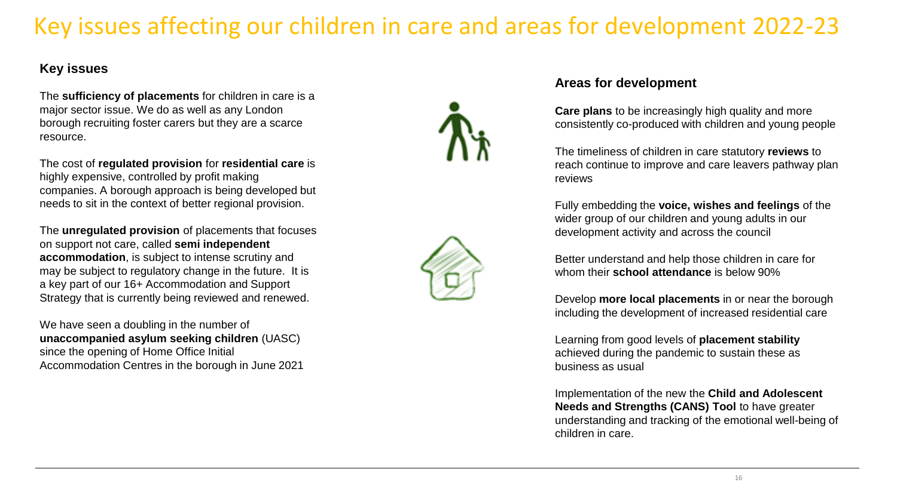# Key issues affecting our children in care and areas for development 2022-23

## Key issues

The **sufficiency of placements** for children in care is a major sector issue. We do as well as any London borough recruiting foster carers but they are a scarce resource.

The cost of **regulated provision** for **residential care** is highly expensive, controlled by profit making companies. A borough approach is being developed but needs to sit in the context of better regional provision.

The **unregulated provision** of placements that focuses on support not care, called **semi independent accommodation**, is subject to intense scrutiny and may be subject to regulatory change in the future. It is a key part of our 16+ Accommodation and Support Strategy that is currently being reviewed and renewed.

We have seen a doubling in the number of **unaccompanied asylum seeking children** (UASC) since the opening of Home Office Initial Accommodation Centres in the borough in June 2021

## Areas for development

**Care plans** to be increasingly high quality and more consistently co-produced with children and young people

The timeliness of children in care statutory **reviews** to reach continue to improve and care leavers pathway plan reviews

Fully embedding the **voice, wishes and feelings** of the wider group of our children and young adults in our development activity and across the council

Better understand and help those children in care for whom their **school attendance** is below 90%

Develop **more local placements** in or near the borough including the development of increased residential care

Learning from good levels of **placement stability** achieved during the pandemic to sustain these as business as usual

Implementation of the new the **Child and Adolescent Needs and Strengths (CANS) Tool** to have greater understanding and tracking of the emotional well-being of children in care.